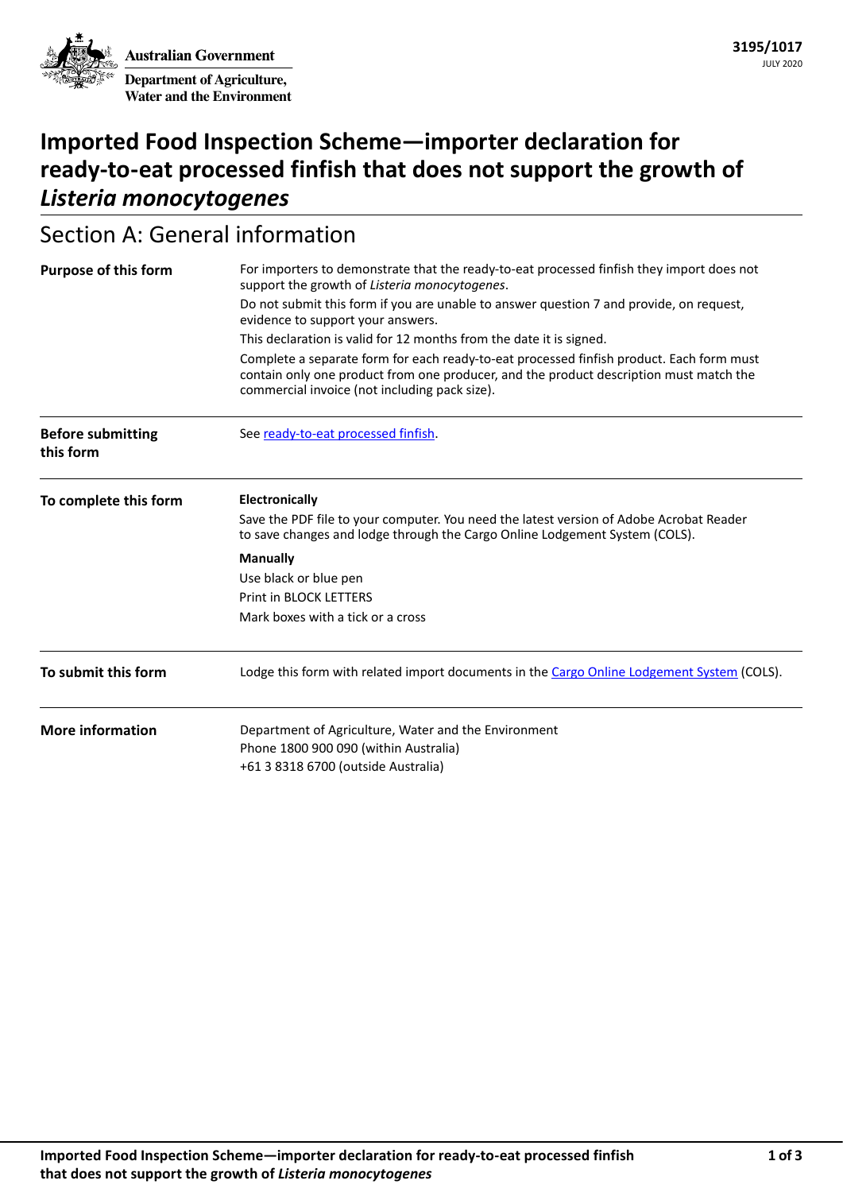Australian Government

Department of Agriculture, Water and the Environment

**3195/1017**
JULY 2020

# Imported Food Inspection Scheme—importer declaration for ready-to-eat processed finfish that does not support the growth of *Listeria monocytogenes*

## Section A: General information

| | |
|---|---|
| **Purpose of this form** | For importers to demonstrate that the ready-to-eat processed finfish they import does not support the growth of *Listeria monocytogenes*.<br>Do not submit this form if you are unable to answer question 7 and provide, on request, evidence to support your answers.<br>This declaration is valid for 12 months from the date it is signed.<br>Complete a separate form for each ready-to-eat processed finfish product. Each form must contain only one product from one producer, and the product description must match the commercial invoice (not including pack size). |
| **Before submitting this form** | See [ready-to-eat processed finfish](). |
| **To complete this form** | **Electronically**<br>Save the PDF file to your computer. You need the latest version of Adobe Acrobat Reader to save changes and lodge through the Cargo Online Lodgement System (COLS).<br>**Manually**<br>Use black or blue pen<br>Print in BLOCK LETTERS<br>Mark boxes with a tick or a cross |
| **To submit this form** | Lodge this form with related import documents in the [Cargo Online Lodgement System]() (COLS). |
| **More information** | Department of Agriculture, Water and the Environment<br>Phone 1800 900 090 (within Australia)<br>+61 3 8318 6700 (outside Australia) |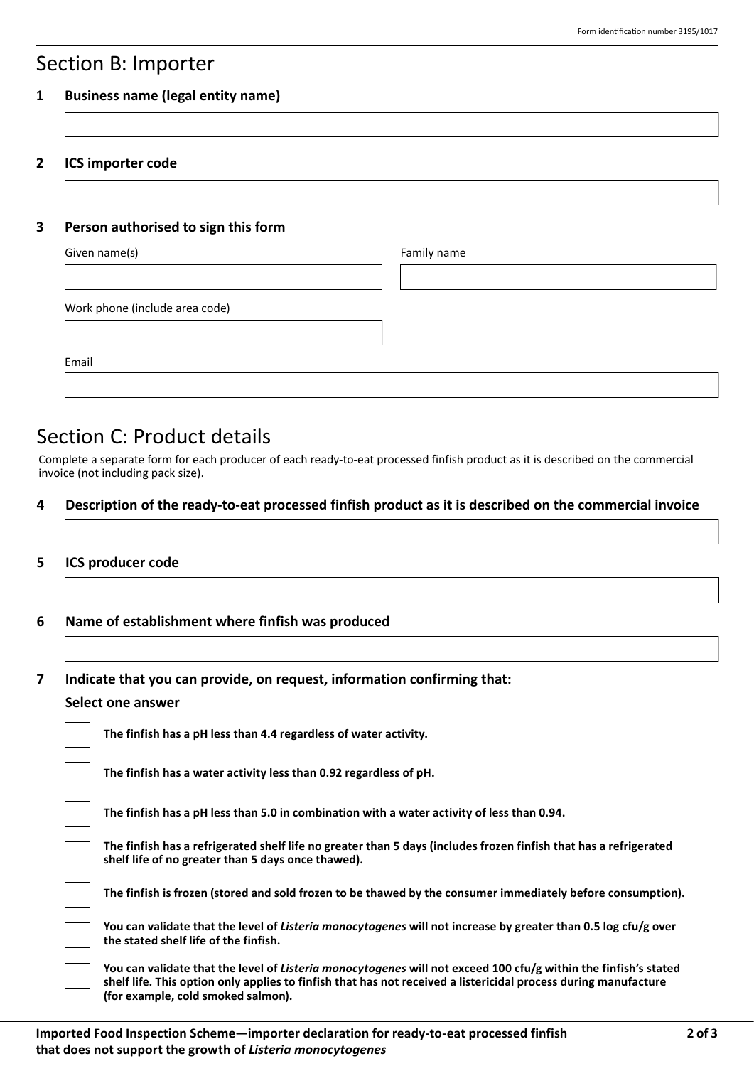## Section B: Importer

**1 Business name (legal entity name)**

**2 ICS importer code**

**3 Person authorised to sign this form**

Given name(s)

Family name

Work phone (include area code)

Email

## Section C: Product details

Complete a separate form for each producer of each ready-to-eat processed finfish product as it is described on the commercial invoice (not including pack size).

**4 Description of the ready-to-eat processed finfish product as it is described on the commercial invoice**

**5 ICS producer code**

**6 Name of establishment where finfish was produced**

**7 Indicate that you can provide, on request, information confirming that:**

**Select one answer**

- ☐ **The finfish has a pH less than 4.4 regardless of water activity.**
- ☐ **The finfish has a water activity less than 0.92 regardless of pH.**
- ☐ **The finfish has a pH less than 5.0 in combination with a water activity of less than 0.94.**
- ☐ **The finfish has a refrigerated shelf life no greater than 5 days (includes frozen finfish that has a refrigerated shelf life of no greater than 5 days once thawed).**
- ☐ **The finfish is frozen (stored and sold frozen to be thawed by the consumer immediately before consumption).**
- ☐ **You can validate that the level of *Listeria monocytogenes* will not increase by greater than 0.5 log cfu/g over the stated shelf life of the finfish.**
- ☐ **You can validate that the level of *Listeria monocytogenes* will not exceed 100 cfu/g within the finfish's stated shelf life. This option only applies to finfish that has not received a listericidal process during manufacture (for example, cold smoked salmon).**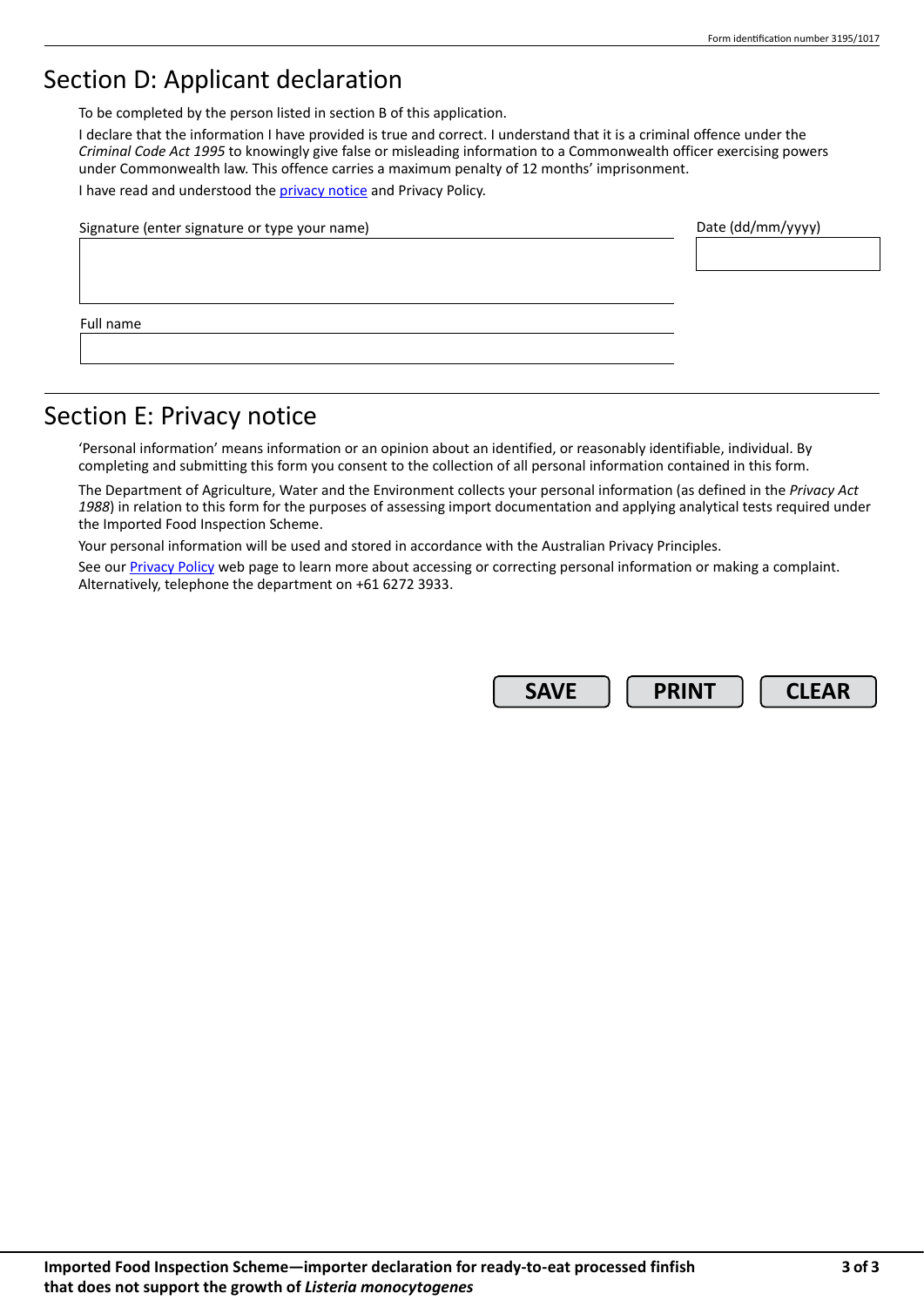## Section D: Applicant declaration

To be completed by the person listed in section B of this application.

I declare that the information I have provided is true and correct. I understand that it is a criminal offence under the *Criminal Code Act 1995* to knowingly give false or misleading information to a Commonwealth officer exercising powers under Commonwealth law. This offence carries a maximum penalty of 12 months' imprisonment.

I have read and understood the privacy notice and Privacy Policy.

Signature (enter signature or type your name)

Date (dd/mm/yyyy)

Full name

## Section E: Privacy notice

'Personal information' means information or an opinion about an identified, or reasonably identifiable, individual. By completing and submitting this form you consent to the collection of all personal information contained in this form.

The Department of Agriculture, Water and the Environment collects your personal information (as defined in the *Privacy Act 1988*) in relation to this form for the purposes of assessing import documentation and applying analytical tests required under the Imported Food Inspection Scheme.

Your personal information will be used and stored in accordance with the Australian Privacy Principles.

See our Privacy Policy web page to learn more about accessing or correcting personal information or making a complaint. Alternatively, telephone the department on +61 6272 3933.

SAVE PRINT CLEAR